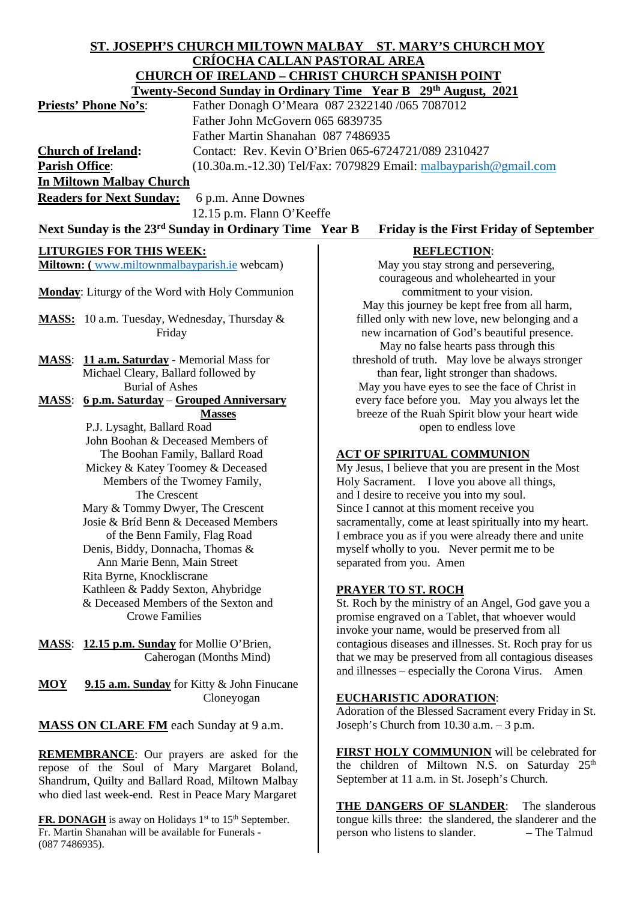**ST. JOSEPH'S CHURCH MILTOWN MALBAY ST. MARY'S CHURCH MOY**
**CRÍOCHA CALLAN PASTORAL AREA**
**CHURCH OF IRELAND – CHRIST CHURCH SPANISH POINT**
**Twenty-Second Sunday in Ordinary Time Year B 29th August, 2021**

**Priests' Phone No's**: Father Donagh O'Meara 087 2322140 /065 7087012
Father John McGovern 065 6839735
Father Martin Shanahan 087 7486935

**Church of Ireland**: Contact: Rev. Kevin O'Brien 065-6724721/089 2310427

**Parish Office**: (10.30a.m.-12.30) Tel/Fax: 7079829 Email: malbayparish@gmail.com

**In Miltown Malbay Church**

**Readers for Next Sunday:** 6 p.m. Anne Downes
12.15 p.m. Flann O'Keeffe

**Next Sunday is the 23rd Sunday in Ordinary Time Year B** **Friday is the First Friday of September**

## LITURGIES FOR THIS WEEK:

**Miltown: (** www.miltownmalbayparish.ie webcam)

**Monday**: Liturgy of the Word with Holy Communion

**MASS:** 10 a.m. Tuesday, Wednesday, Thursday & Friday

**MASS**: **11 a.m. Saturday** - Memorial Mass for Michael Cleary, Ballard followed by Burial of Ashes

**MASS**: **6 p.m. Saturday** – **Grouped Anniversary Masses**
P.J. Lysaght, Ballard Road
John Boohan & Deceased Members of The Boohan Family, Ballard Road
Mickey & Katey Toomey & Deceased Members of the Twomey Family, The Crescent
Mary & Tommy Dwyer, The Crescent
Josie & Bríd Benn & Deceased Members of the Benn Family, Flag Road
Denis, Biddy, Donnacha, Thomas & Ann Marie Benn, Main Street
Rita Byrne, Knockliscrane
Kathleen & Paddy Sexton, Ahybridge & Deceased Members of the Sexton and Crowe Families

**MASS**: **12.15 p.m. Sunday** for Mollie O'Brien, Caherogan (Months Mind)

**MOY** **9.15 a.m. Sunday** for Kitty & John Finucane Cloneyogan

**MASS ON CLARE FM** each Sunday at 9 a.m.

**REMEMBRANCE**: Our prayers are asked for the repose of the Soul of Mary Margaret Boland, Shandrum, Quilty and Ballard Road, Miltown Malbay who died last week-end. Rest in Peace Mary Margaret

**FR. DONAGH** is away on Holidays 1st to 15th September. Fr. Martin Shanahan will be available for Funerals - (087 7486935).

## REFLECTION:

May you stay strong and persevering, courageous and wholehearted in your commitment to your vision.
May this journey be kept free from all harm, filled only with new love, new belonging and a new incarnation of God's beautiful presence.
May no false hearts pass through this threshold of truth. May love be always stronger than fear, light stronger than shadows.
May you have eyes to see the face of Christ in every face before you. May you always let the breeze of the Ruah Spirit blow your heart wide open to endless love

## ACT OF SPIRITUAL COMMUNION

My Jesus, I believe that you are present in the Most Holy Sacrament. I love you above all things, and I desire to receive you into my soul. Since I cannot at this moment receive you sacramentally, come at least spiritually into my heart. I embrace you as if you were already there and unite myself wholly to you. Never permit me to be separated from you. Amen

## PRAYER TO ST. ROCH

St. Roch by the ministry of an Angel, God gave you a promise engraved on a Tablet, that whoever would invoke your name, would be preserved from all contagious diseases and illnesses. St. Roch pray for us that we may be preserved from all contagious diseases and illnesses – especially the Corona Virus. Amen

**EUCHARISTIC ADORATION**:
Adoration of the Blessed Sacrament every Friday in St. Joseph's Church from 10.30 a.m. – 3 p.m.

**FIRST HOLY COMMUNION** will be celebrated for the children of Miltown N.S. on Saturday 25th September at 11 a.m. in St. Joseph's Church.

**THE DANGERS OF SLANDER**: The slanderous tongue kills three: the slandered, the slanderer and the person who listens to slander. – The Talmud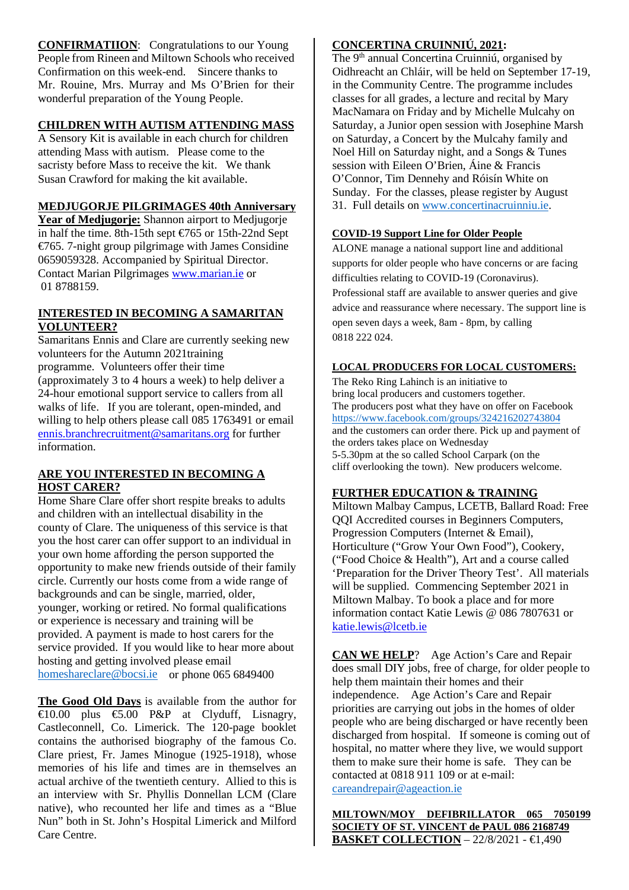**CONFIRMATIION**: Congratulations to our Young People from Rineen and Miltown Schools who received Confirmation on this week-end. Sincere thanks to Mr. Rouine, Mrs. Murray and Ms O'Brien for their wonderful preparation of the Young People.

**CHILDREN WITH AUTISM ATTENDING MASS**

A Sensory Kit is available in each church for children attending Mass with autism. Please come to the sacristy before Mass to receive the kit. We thank Susan Crawford for making the kit available.

**MEDJUGORJE PILGRIMAGES 40th Anniversary Year of Medjugorje:** Shannon airport to Medjugorje in half the time. 8th-15th sept €765 or 15th-22nd Sept €765. 7-night group pilgrimage with James Considine 0659059328. Accompanied by Spiritual Director. Contact Marian Pilgrimages www.marian.ie or 01 8788159.

**INTERESTED IN BECOMING A SAMARITAN VOLUNTEER?**

Samaritans Ennis and Clare are currently seeking new volunteers for the Autumn 2021training programme. Volunteers offer their time (approximately 3 to 4 hours a week) to help deliver a 24-hour emotional support service to callers from all walks of life. If you are tolerant, open-minded, and willing to help others please call 085 1763491 or email ennis.branchrecruitment@samaritans.org for further information.

**ARE YOU INTERESTED IN BECOMING A HOST CARER?**

Home Share Clare offer short respite breaks to adults and children with an intellectual disability in the county of Clare. The uniqueness of this service is that you the host carer can offer support to an individual in your own home affording the person supported the opportunity to make new friends outside of their family circle. Currently our hosts come from a wide range of backgrounds and can be single, married, older, younger, working or retired. No formal qualifications or experience is necessary and training will be provided. A payment is made to host carers for the service provided. If you would like to hear more about hosting and getting involved please email homeshareclare@bocsi.ie or phone 065 6849400

**The Good Old Days** is available from the author for €10.00 plus €5.00 P&P at Clyduff, Lisnagry, Castleconnell, Co. Limerick. The 120-page booklet contains the authorised biography of the famous Co. Clare priest, Fr. James Minogue (1925-1918), whose memories of his life and times are in themselves an actual archive of the twentieth century. Allied to this is an interview with Sr. Phyllis Donnellan LCM (Clare native), who recounted her life and times as a "Blue Nun" both in St. John's Hospital Limerick and Milford Care Centre.

**CONCERTINA CRUINNIÚ, 2021:**

The 9th annual Concertina Cruinniú, organised by Oidhreacht an Chláir, will be held on September 17-19, in the Community Centre. The programme includes classes for all grades, a lecture and recital by Mary MacNamara on Friday and by Michelle Mulcahy on Saturday, a Junior open session with Josephine Marsh on Saturday, a Concert by the Mulcahy family and Noel Hill on Saturday night, and a Songs & Tunes session with Eileen O'Brien, Áine & Francis O'Connor, Tim Dennehy and Róisín White on Sunday. For the classes, please register by August 31. Full details on www.concertinacruinniu.ie.

**COVID-19 Support Line for Older People**

ALONE manage a national support line and additional supports for older people who have concerns or are facing difficulties relating to COVID-19 (Coronavirus). Professional staff are available to answer queries and give advice and reassurance where necessary. The support line is open seven days a week, 8am - 8pm, by calling 0818 222 024.

**LOCAL PRODUCERS FOR LOCAL CUSTOMERS:**

The Reko Ring Lahinch is an initiative to bring local producers and customers together. The producers post what they have on offer on Facebook https://www.facebook.com/groups/324216202743804 and the customers can order there. Pick up and payment of the orders takes place on Wednesday 5-5.30pm at the so called School Carpark (on the cliff overlooking the town). New producers welcome.

**FURTHER EDUCATION & TRAINING**

Miltown Malbay Campus, LCETB, Ballard Road: Free QQI Accredited courses in Beginners Computers, Progression Computers (Internet & Email), Horticulture ("Grow Your Own Food"), Cookery, ("Food Choice & Health"), Art and a course called 'Preparation for the Driver Theory Test'. All materials will be supplied. Commencing September 2021 in Miltown Malbay. To book a place and for more information contact Katie Lewis @ 086 7807631 or katie.lewis@lcetb.ie

**CAN WE HELP**? Age Action's Care and Repair does small DIY jobs, free of charge, for older people to help them maintain their homes and their independence. Age Action's Care and Repair priorities are carrying out jobs in the homes of older people who are being discharged or have recently been discharged from hospital. If someone is coming out of hospital, no matter where they live, we would support them to make sure their home is safe. They can be contacted at 0818 911 109 or at e-mail: careandrepair@ageaction.ie

**MILTOWN/MOY DEFIBRILLATOR 065 7050199**
**SOCIETY OF ST. VINCENT de PAUL 086 2168749**
**BASKET COLLECTION** – 22/8/2021 - €1,490